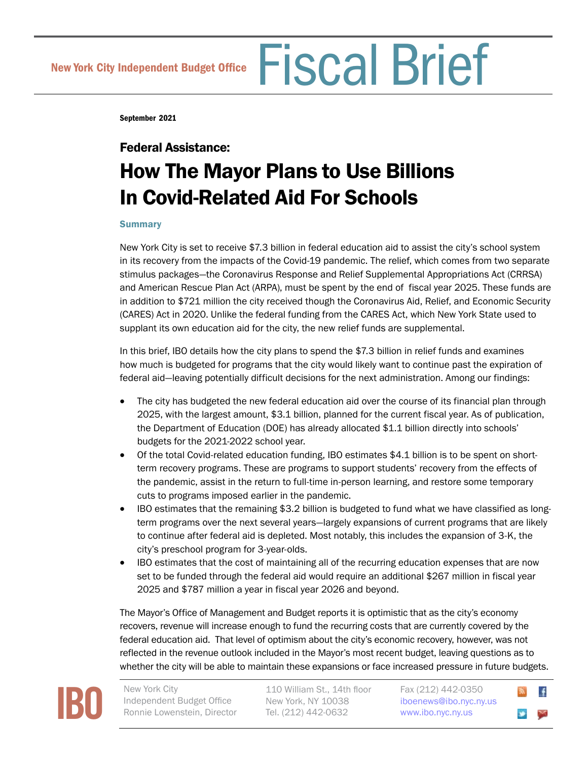New York City Independent Budget Office **Fiscal Brief**

September 2021

## Federal Assistance:

# How The Mayor Plans to Use Billions In Covid-Related Aid For Schools

### Summary

New York City is set to receive $7.3 billion in federal education aid to assist the city's school system in its recovery from the impacts of the Covid-19 pandemic. The relief, which comes from two separate stimulus packages—the Coronavirus Response and Relief Supplemental Appropriations Act (CRRSA) and American Rescue Plan Act (ARPA), must be spent by the end of fiscal year 2025. These funds are in addition to $721 million the city received though the Coronavirus Aid, Relief, and Economic Security (CARES) Act in 2020. Unlike the federal funding from the CARES Act, which New York State used to supplant its own education aid for the city, the new relief funds are supplemental.

In this brief, IBO details how the city plans to spend the $7.3 billion in relief funds and examines how much is budgeted for programs that the city would likely want to continue past the expiration of federal aid—leaving potentially difficult decisions for the next administration. Among our findings:

- The city has budgeted the new federal education aid over the course of its financial plan through 2025, with the largest amount, $3.1 billion, planned for the current fiscal year. As of publication, the Department of Education (DOE) has already allocated $1.1 billion directly into schools' budgets for the 2021-2022 school year.
- Of the total Covid-related education funding, IBO estimates $4.1 billion is to be spent on short-term recovery programs. These are programs to support students' recovery from the effects of the pandemic, assist in the return to full-time in-person learning, and restore some temporary cuts to programs imposed earlier in the pandemic.
- IBO estimates that the remaining $3.2 billion is budgeted to fund what we have classified as long-term programs over the next several years—largely expansions of current programs that are likely to continue after federal aid is depleted. Most notably, this includes the expansion of 3-K, the city's preschool program for 3-year-olds.
- IBO estimates that the cost of maintaining all of the recurring education expenses that are now set to be funded through the federal aid would require an additional $267 million in fiscal year 2025 and $787 million a year in fiscal year 2026 and beyond.

The Mayor's Office of Management and Budget reports it is optimistic that as the city's economy recovers, revenue will increase enough to fund the recurring costs that are currently covered by the federal education aid. That level of optimism about the city's economic recovery, however, was not reflected in the revenue outlook included in the Mayor's most recent budget, leaving questions as to whether the city will be able to maintain these expansions or face increased pressure in future budgets.

IBO | New York City Independent Budget Office | Ronnie Lowenstein, Director | 110 William St., 14th floor | New York, NY 10038 | Tel. (212) 442-0632 | Fax (212) 442-0350 | iboenews@ibo.nyc.ny.us | www.ibo.nyc.ny.us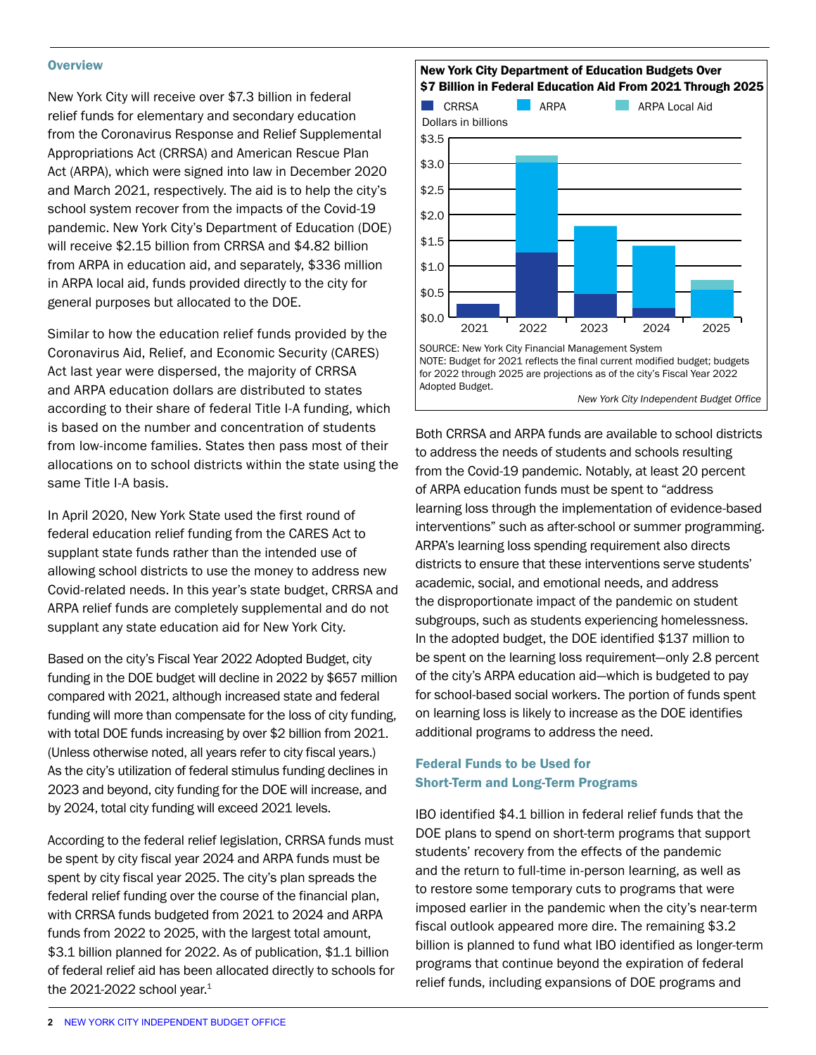## Overview

New York City will receive over $7.3 billion in federal relief funds for elementary and secondary education from the Coronavirus Response and Relief Supplemental Appropriations Act (CRRSA) and American Rescue Plan Act (ARPA), which were signed into law in December 2020 and March 2021, respectively. The aid is to help the city's school system recover from the impacts of the Covid-19 pandemic. New York City's Department of Education (DOE) will receive $2.15 billion from CRRSA and $4.82 billion from ARPA in education aid, and separately, $336 million in ARPA local aid, funds provided directly to the city for general purposes but allocated to the DOE.

Similar to how the education relief funds provided by the Coronavirus Aid, Relief, and Economic Security (CARES) Act last year were dispersed, the majority of CRRSA and ARPA education dollars are distributed to states according to their share of federal Title I-A funding, which is based on the number and concentration of students from low-income families. States then pass most of their allocations on to school districts within the state using the same Title I-A basis.

In April 2020, New York State used the first round of federal education relief funding from the CARES Act to supplant state funds rather than the intended use of allowing school districts to use the money to address new Covid-related needs. In this year's state budget, CRRSA and ARPA relief funds are completely supplemental and do not supplant any state education aid for New York City.

Based on the city's Fiscal Year 2022 Adopted Budget, city funding in the DOE budget will decline in 2022 by $657 million compared with 2021, although increased state and federal funding will more than compensate for the loss of city funding, with total DOE funds increasing by over $2 billion from 2021. (Unless otherwise noted, all years refer to city fiscal years.) As the city's utilization of federal stimulus funding declines in 2023 and beyond, city funding for the DOE will increase, and by 2024, total city funding will exceed 2021 levels.

According to the federal relief legislation, CRRSA funds must be spent by city fiscal year 2024 and ARPA funds must be spent by city fiscal year 2025. The city's plan spreads the federal relief funding over the course of the financial plan, with CRRSA funds budgeted from 2021 to 2024 and ARPA funds from 2022 to 2025, with the largest total amount, $3.1 billion planned for 2022. As of publication, $1.1 billion of federal relief aid has been allocated directly to schools for the 2021-2022 school year.[1]

**New York City Department of Education Budgets Over $7 Billion in Federal Education Aid From 2021 Through 2025**

Legend: CRRSA, ARPA, ARPA Local Aid. Dollars in billions.

| Year | CRRSA | ARPA | ARPA Local Aid |
|---|---|---|---|
| 2021 | ~$0.25 | | |
| 2022 | ~$1.25 | ~$1.75 | ~$0.15 |
| 2023 | ~$0.45 | ~$1.3 | |
| 2024 | ~$0.15 | ~$1.25 | |
| 2025 | | ~$0.55 | ~$0.17 |

SOURCE: New York City Financial Management System
NOTE: Budget for 2021 reflects the final current modified budget; budgets for 2022 through 2025 are projections as of the city's Fiscal Year 2022 Adopted Budget.

*New York City Independent Budget Office*

Both CRRSA and ARPA funds are available to school districts to address the needs of students and schools resulting from the Covid-19 pandemic. Notably, at least 20 percent of ARPA education funds must be spent to "address learning loss through the implementation of evidence-based interventions" such as after-school or summer programming. ARPA's learning loss spending requirement also directs districts to ensure that these interventions serve students' academic, social, and emotional needs, and address the disproportionate impact of the pandemic on student subgroups, such as students experiencing homelessness. In the adopted budget, the DOE identified $137 million to be spent on the learning loss requirement—only 2.8 percent of the city's ARPA education aid—which is budgeted to pay for school-based social workers. The portion of funds spent on learning loss is likely to increase as the DOE identifies additional programs to address the need.

## Federal Funds to be Used for Short-Term and Long-Term Programs

IBO identified $4.1 billion in federal relief funds that the DOE plans to spend on short-term programs that support students' recovery from the effects of the pandemic and the return to full-time in-person learning, as well as to restore some temporary cuts to programs that were imposed earlier in the pandemic when the city's near-term fiscal outlook appeared more dire. The remaining $3.2 billion is planned to fund what IBO identified as longer-term programs that continue beyond the expiration of federal relief funds, including expansions of DOE programs and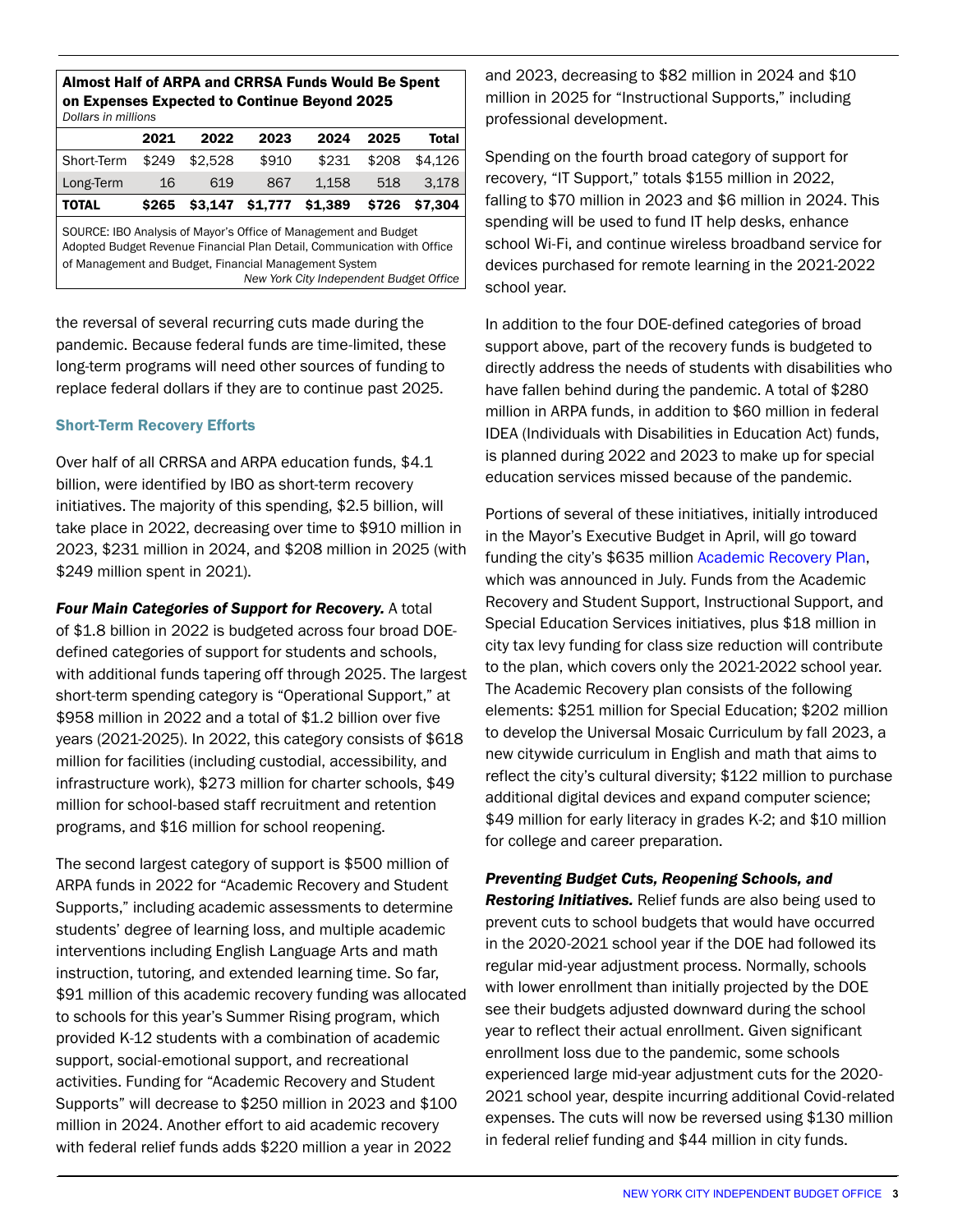**Almost Half of ARPA and CRRSA Funds Would Be Spent on Expenses Expected to Continue Beyond 2025**
*Dollars in millions*

| | 2021 | 2022 | 2023 | 2024 | 2025 | Total |
|---|---|---|---|---|---|---|
| Short-Term | $249 | $2,528 | $910 | $231 | $208 | $4,126 |
| Long-Term | 16 | 619 | 867 | 1,158 | 518 | 3,178 |
| **TOTAL** | **$265** | **$3,147** | **$1,777** | **$1,389** | **$726** | **$7,304** |

SOURCE: IBO Analysis of Mayor's Office of Management and Budget Adopted Budget Revenue Financial Plan Detail, Communication with Office of Management and Budget, Financial Management System

*New York City Independent Budget Office*

the reversal of several recurring cuts made during the pandemic. Because federal funds are time-limited, these long-term programs will need other sources of funding to replace federal dollars if they are to continue past 2025.

### Short-Term Recovery Efforts

Over half of all CRRSA and ARPA education funds, $4.1 billion, were identified by IBO as short-term recovery initiatives. The majority of this spending, $2.5 billion, will take place in 2022, decreasing over time to $910 million in 2023, $231 million in 2024, and $208 million in 2025 (with $249 million spent in 2021).

***Four Main Categories of Support for Recovery.*** A total of $1.8 billion in 2022 is budgeted across four broad DOE-defined categories of support for students and schools, with additional funds tapering off through 2025. The largest short-term spending category is "Operational Support," at $958 million in 2022 and a total of $1.2 billion over five years (2021-2025). In 2022, this category consists of $618 million for facilities (including custodial, accessibility, and infrastructure work), $273 million for charter schools, $49 million for school-based staff recruitment and retention programs, and $16 million for school reopening.

The second largest category of support is $500 million of ARPA funds in 2022 for "Academic Recovery and Student Supports," including academic assessments to determine students' degree of learning loss, and multiple academic interventions including English Language Arts and math instruction, tutoring, and extended learning time. So far, $91 million of this academic recovery funding was allocated to schools for this year's Summer Rising program, which provided K-12 students with a combination of academic support, social-emotional support, and recreational activities. Funding for "Academic Recovery and Student Supports" will decrease to $250 million in 2023 and $100 million in 2024. Another effort to aid academic recovery with federal relief funds adds $220 million a year in 2022 and 2023, decreasing to $82 million in 2024 and $10 million in 2025 for "Instructional Supports," including professional development.

Spending on the fourth broad category of support for recovery, "IT Support," totals $155 million in 2022, falling to $70 million in 2023 and $6 million in 2024. This spending will be used to fund IT help desks, enhance school Wi-Fi, and continue wireless broadband service for devices purchased for remote learning in the 2021-2022 school year.

In addition to the four DOE-defined categories of broad support above, part of the recovery funds is budgeted to directly address the needs of students with disabilities who have fallen behind during the pandemic. A total of $280 million in ARPA funds, in addition to $60 million in federal IDEA (Individuals with Disabilities in Education Act) funds, is planned during 2022 and 2023 to make up for special education services missed because of the pandemic.

Portions of several of these initiatives, initially introduced in the Mayor's Executive Budget in April, will go toward funding the city's $635 million Academic Recovery Plan, which was announced in July. Funds from the Academic Recovery and Student Support, Instructional Support, and Special Education Services initiatives, plus $18 million in city tax levy funding for class size reduction will contribute to the plan, which covers only the 2021-2022 school year. The Academic Recovery plan consists of the following elements: $251 million for Special Education; $202 million to develop the Universal Mosaic Curriculum by fall 2023, a new citywide curriculum in English and math that aims to reflect the city's cultural diversity; $122 million to purchase additional digital devices and expand computer science; $49 million for early literacy in grades K-2; and $10 million for college and career preparation.

***Preventing Budget Cuts, Reopening Schools, and Restoring Initiatives.*** Relief funds are also being used to prevent cuts to school budgets that would have occurred in the 2020-2021 school year if the DOE had followed its regular mid-year adjustment process. Normally, schools with lower enrollment than initially projected by the DOE see their budgets adjusted downward during the school year to reflect their actual enrollment. Given significant enrollment loss due to the pandemic, some schools experienced large mid-year adjustment cuts for the 2020-2021 school year, despite incurring additional Covid-related expenses. The cuts will now be reversed using $130 million in federal relief funding and $44 million in city funds.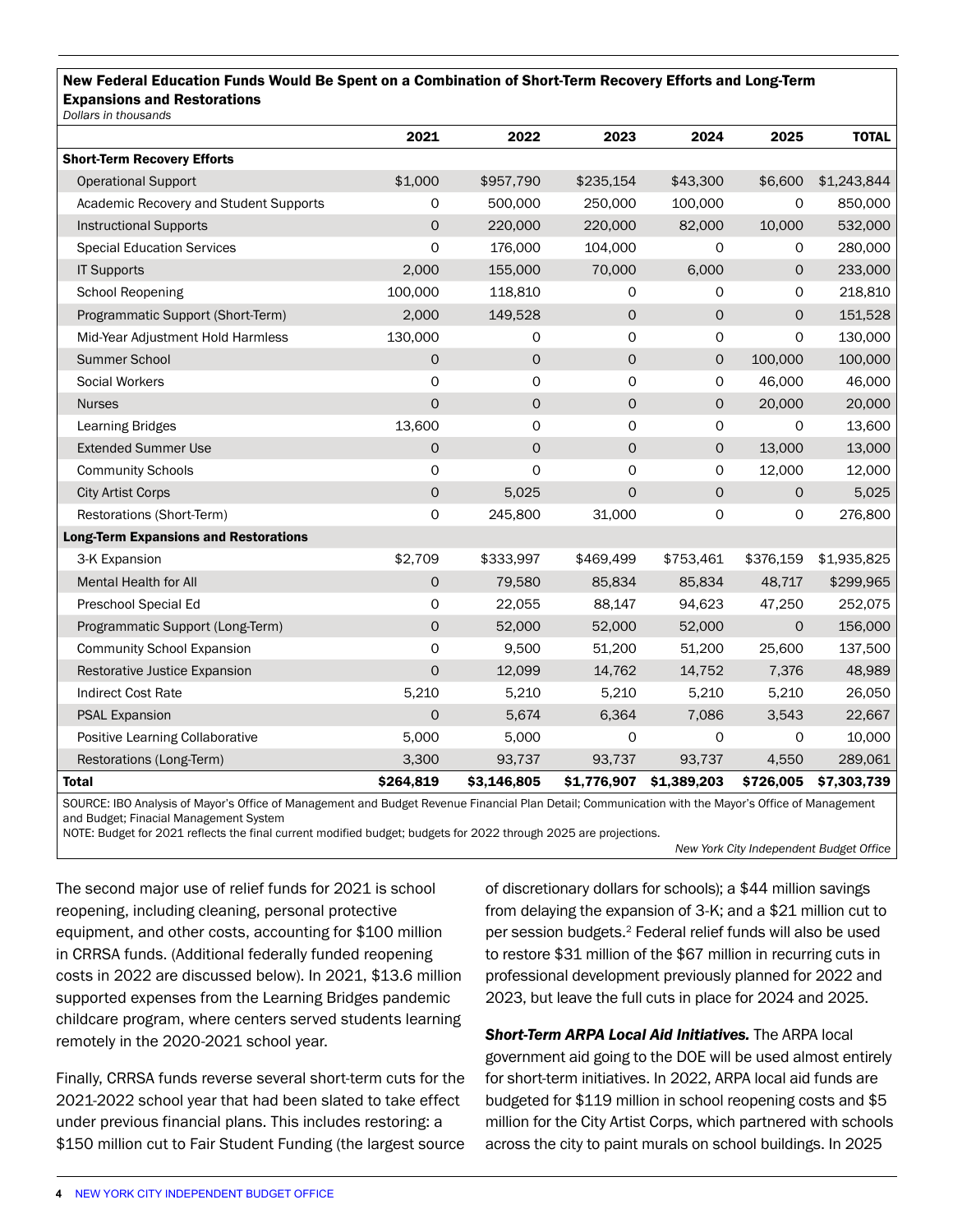**New Federal Education Funds Would Be Spent on a Combination of Short-Term Recovery Efforts and Long-Term Expansions and Restorations**

*Dollars in thousands*

| | 2021 | 2022 | 2023 | 2024 | 2025 | TOTAL |
|---|---|---|---|---|---|---|
| **Short-Term Recovery Efforts** | | | | | | |
| Operational Support | $1,000 | $957,790 | $235,154 | $43,300 | $6,600 | $1,243,844 |
| Academic Recovery and Student Supports | 0 | 500,000 | 250,000 | 100,000 | 0 | 850,000 |
| Instructional Supports | 0 | 220,000 | 220,000 | 82,000 | 10,000 | 532,000 |
| Special Education Services | 0 | 176,000 | 104,000 | 0 | 0 | 280,000 |
| IT Supports | 2,000 | 155,000 | 70,000 | 6,000 | 0 | 233,000 |
| School Reopening | 100,000 | 118,810 | 0 | 0 | 0 | 218,810 |
| Programmatic Support (Short-Term) | 2,000 | 149,528 | 0 | 0 | 0 | 151,528 |
| Mid-Year Adjustment Hold Harmless | 130,000 | 0 | 0 | 0 | 0 | 130,000 |
| Summer School | 0 | 0 | 0 | 0 | 100,000 | 100,000 |
| Social Workers | 0 | 0 | 0 | 0 | 46,000 | 46,000 |
| Nurses | 0 | 0 | 0 | 0 | 20,000 | 20,000 |
| Learning Bridges | 13,600 | 0 | 0 | 0 | 0 | 13,600 |
| Extended Summer Use | 0 | 0 | 0 | 0 | 13,000 | 13,000 |
| Community Schools | 0 | 0 | 0 | 0 | 12,000 | 12,000 |
| City Artist Corps | 0 | 5,025 | 0 | 0 | 0 | 5,025 |
| Restorations (Short-Term) | 0 | 245,800 | 31,000 | 0 | 0 | 276,800 |
| **Long-Term Expansions and Restorations** | | | | | | |
| 3-K Expansion | $2,709 | $333,997 | $469,499 | $753,461 | $376,159 | $1,935,825 |
| Mental Health for All | 0 | 79,580 | 85,834 | 85,834 | 48,717 | $299,965 |
| Preschool Special Ed | 0 | 22,055 | 88,147 | 94,623 | 47,250 | 252,075 |
| Programmatic Support (Long-Term) | 0 | 52,000 | 52,000 | 52,000 | 0 | 156,000 |
| Community School Expansion | 0 | 9,500 | 51,200 | 51,200 | 25,600 | 137,500 |
| Restorative Justice Expansion | 0 | 12,099 | 14,762 | 14,752 | 7,376 | 48,989 |
| Indirect Cost Rate | 5,210 | 5,210 | 5,210 | 5,210 | 5,210 | 26,050 |
| PSAL Expansion | 0 | 5,674 | 6,364 | 7,086 | 3,543 | 22,667 |
| Positive Learning Collaborative | 5,000 | 5,000 | 0 | 0 | 0 | 10,000 |
| Restorations (Long-Term) | 3,300 | 93,737 | 93,737 | 93,737 | 4,550 | 289,061 |
| **Total** | **$264,819** | **$3,146,805** | **$1,776,907** | **$1,389,203** | **$726,005** | **$7,303,739** |

SOURCE: IBO Analysis of Mayor's Office of Management and Budget Revenue Financial Plan Detail; Communication with the Mayor's Office of Management and Budget; Finacial Management System

NOTE: Budget for 2021 reflects the final current modified budget; budgets for 2022 through 2025 are projections.

*New York City Independent Budget Office*

The second major use of relief funds for 2021 is school reopening, including cleaning, personal protective equipment, and other costs, accounting for $100 million in CRRSA funds. (Additional federally funded reopening costs in 2022 are discussed below). In 2021, $13.6 million supported expenses from the Learning Bridges pandemic childcare program, where centers served students learning remotely in the 2020-2021 school year.

Finally, CRRSA funds reverse several short-term cuts for the 2021-2022 school year that had been slated to take effect under previous financial plans. This includes restoring: a $150 million cut to Fair Student Funding (the largest source of discretionary dollars for schools); a $44 million savings from delaying the expansion of 3-K; and a $21 million cut to per session budgets.[2] Federal relief funds will also be used to restore $31 million of the $67 million in recurring cuts in professional development previously planned for 2022 and 2023, but leave the full cuts in place for 2024 and 2025.

***Short-Term ARPA Local Aid Initiatives.*** The ARPA local government aid going to the DOE will be used almost entirely for short-term initiatives. In 2022, ARPA local aid funds are budgeted for $119 million in school reopening costs and $5 million for the City Artist Corps, which partnered with schools across the city to paint murals on school buildings. In 2025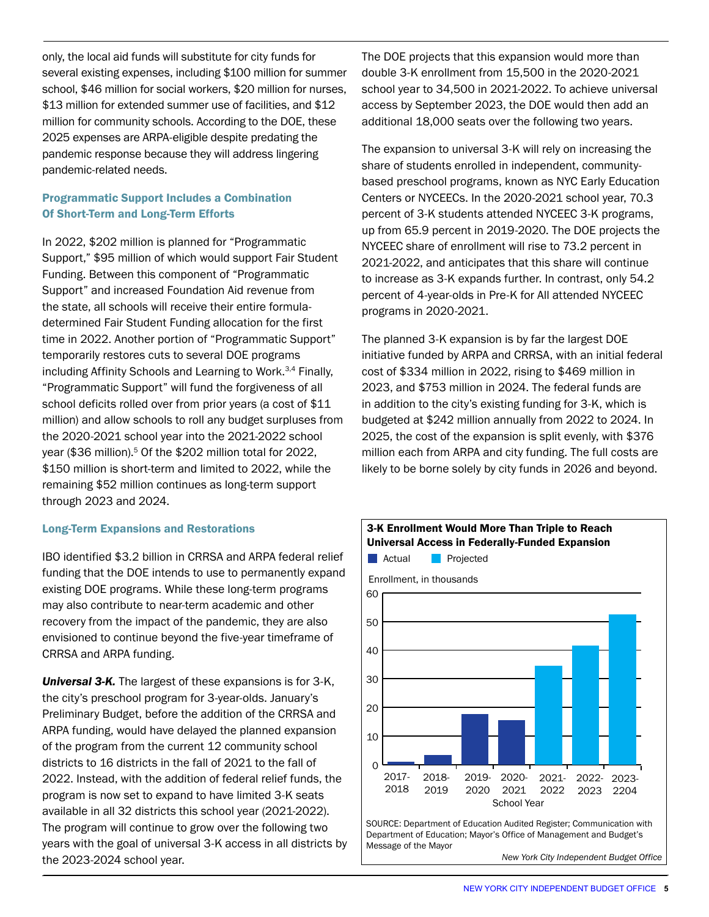only, the local aid funds will substitute for city funds for several existing expenses, including $100 million for summer school, $46 million for social workers, $20 million for nurses, $13 million for extended summer use of facilities, and $12 million for community schools. According to the DOE, these 2025 expenses are ARPA-eligible despite predating the pandemic response because they will address lingering pandemic-related needs.

### Programmatic Support Includes a Combination Of Short-Term and Long-Term Efforts

In 2022, $202 million is planned for "Programmatic Support," $95 million of which would support Fair Student Funding. Between this component of "Programmatic Support" and increased Foundation Aid revenue from the state, all schools will receive their entire formula-determined Fair Student Funding allocation for the first time in 2022. Another portion of "Programmatic Support" temporarily restores cuts to several DOE programs including Affinity Schools and Learning to Work.[3,4] Finally, "Programmatic Support" will fund the forgiveness of all school deficits rolled over from prior years (a cost of $11 million) and allow schools to roll any budget surpluses from the 2020-2021 school year into the 2021-2022 school year ($36 million).[5] Of the $202 million total for 2022, $150 million is short-term and limited to 2022, while the remaining $52 million continues as long-term support through 2023 and 2024.

### Long-Term Expansions and Restorations

IBO identified $3.2 billion in CRRSA and ARPA federal relief funding that the DOE intends to use to permanently expand existing DOE programs. While these long-term programs may also contribute to near-term academic and other recovery from the impact of the pandemic, they are also envisioned to continue beyond the five-year timeframe of CRRSA and ARPA funding.

***Universal 3-K.*** The largest of these expansions is for 3-K, the city's preschool program for 3-year-olds. January's Preliminary Budget, before the addition of the CRRSA and ARPA funding, would have delayed the planned expansion of the program from the current 12 community school districts to 16 districts in the fall of 2021 to the fall of 2022. Instead, with the addition of federal relief funds, the program is now set to expand to have limited 3-K seats available in all 32 districts this school year (2021-2022). The program will continue to grow over the following two years with the goal of universal 3-K access in all districts by the 2023-2024 school year.

The DOE projects that this expansion would more than double 3-K enrollment from 15,500 in the 2020-2021 school year to 34,500 in 2021-2022. To achieve universal access by September 2023, the DOE would then add an additional 18,000 seats over the following two years.

The expansion to universal 3-K will rely on increasing the share of students enrolled in independent, community-based preschool programs, known as NYC Early Education Centers or NYCEECs. In the 2020-2021 school year, 70.3 percent of 3-K students attended NYCEEC 3-K programs, up from 65.9 percent in 2019-2020. The DOE projects the NYCEEC share of enrollment will rise to 73.2 percent in 2021-2022, and anticipates that this share will continue to increase as 3-K expands further. In contrast, only 54.2 percent of 4-year-olds in Pre-K for All attended NYCEEC programs in 2020-2021.

The planned 3-K expansion is by far the largest DOE initiative funded by ARPA and CRRSA, with an initial federal cost of $334 million in 2022, rising to $469 million in 2023, and $753 million in 2024. The federal funds are in addition to the city's existing funding for 3-K, which is budgeted at $242 million annually from 2022 to 2024. In 2025, the cost of the expansion is split evenly, with $376 million each from ARPA and city funding. The full costs are likely to be borne solely by city funds in 2026 and beyond.

**3-K Enrollment Would More Than Triple to Reach Universal Access in Federally-Funded Expansion**

Actual / Projected

Enrollment, in thousands

School Year: 2017-2018, 2018-2019, 2019-2020, 2020-2021 (Actual); 2021-2022, 2022-2023, 2023-2204 (Projected)

SOURCE: Department of Education Audited Register; Communication with Department of Education; Mayor's Office of Management and Budget's Message of the Mayor

*New York City Independent Budget Office*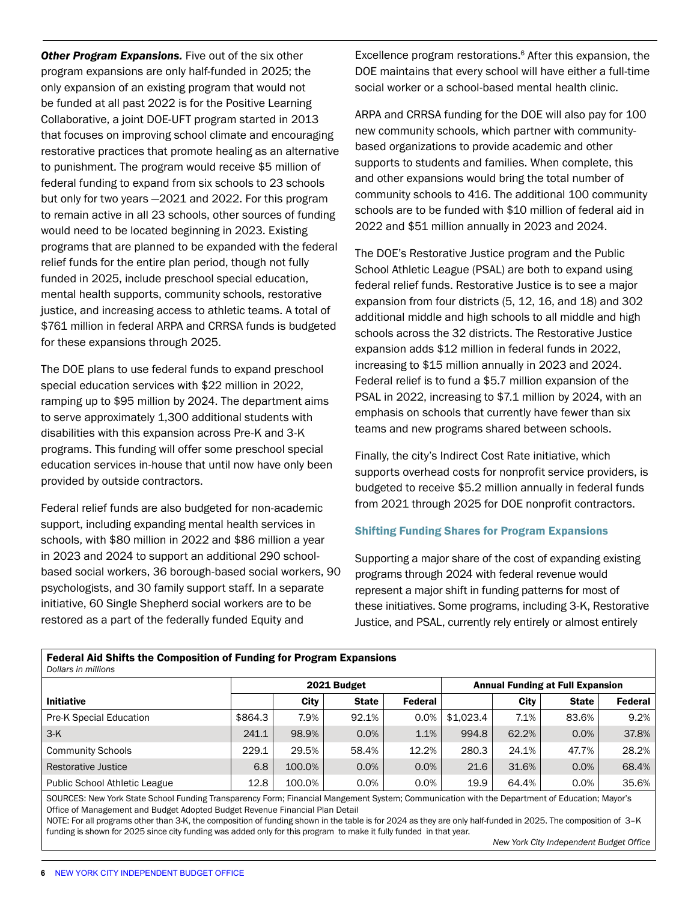***Other Program Expansions.*** Five out of the six other program expansions are only half-funded in 2025; the only expansion of an existing program that would not be funded at all past 2022 is for the Positive Learning Collaborative, a joint DOE-UFT program started in 2013 that focuses on improving school climate and encouraging restorative practices that promote healing as an alternative to punishment. The program would receive $5 million of federal funding to expand from six schools to 23 schools but only for two years —2021 and 2022. For this program to remain active in all 23 schools, other sources of funding would need to be located beginning in 2023. Existing programs that are planned to be expanded with the federal relief funds for the entire plan period, though not fully funded in 2025, include preschool special education, mental health supports, community schools, restorative justice, and increasing access to athletic teams. A total of $761 million in federal ARPA and CRRSA funds is budgeted for these expansions through 2025.

The DOE plans to use federal funds to expand preschool special education services with $22 million in 2022, ramping up to $95 million by 2024. The department aims to serve approximately 1,300 additional students with disabilities with this expansion across Pre-K and 3-K programs. This funding will offer some preschool special education services in-house that until now have only been provided by outside contractors.

Federal relief funds are also budgeted for non-academic support, including expanding mental health services in schools, with $80 million in 2022 and $86 million a year in 2023 and 2024 to support an additional 290 school-based social workers, 36 borough-based social workers, 90 psychologists, and 30 family support staff. In a separate initiative, 60 Single Shepherd social workers are to be restored as a part of the federally funded Equity and Excellence program restorations.[6] After this expansion, the DOE maintains that every school will have either a full-time social worker or a school-based mental health clinic.

ARPA and CRRSA funding for the DOE will also pay for 100 new community schools, which partner with community-based organizations to provide academic and other supports to students and families. When complete, this and other expansions would bring the total number of community schools to 416. The additional 100 community schools are to be funded with $10 million of federal aid in 2022 and $51 million annually in 2023 and 2024.

The DOE's Restorative Justice program and the Public School Athletic League (PSAL) are both to expand using federal relief funds. Restorative Justice is to see a major expansion from four districts (5, 12, 16, and 18) and 302 additional middle and high schools to all middle and high schools across the 32 districts. The Restorative Justice expansion adds $12 million in federal funds in 2022, increasing to $15 million annually in 2023 and 2024. Federal relief is to fund a $5.7 million expansion of the PSAL in 2022, increasing to $7.1 million by 2024, with an emphasis on schools that currently have fewer than six teams and new programs shared between schools.

Finally, the city's Indirect Cost Rate initiative, which supports overhead costs for nonprofit service providers, is budgeted to receive $5.2 million annually in federal funds from 2021 through 2025 for DOE nonprofit contractors.

### Shifting Funding Shares for Program Expansions

Supporting a major share of the cost of expanding existing programs through 2024 with federal revenue would represent a major shift in funding patterns for most of these initiatives. Some programs, including 3-K, Restorative Justice, and PSAL, currently rely entirely or almost entirely

**Federal Aid Shifts the Composition of Funding for Program Expansions**
*Dollars in millions*

| | 2021 Budget | | | | Annual Funding at Full Expansion | | | |
|---|---|---|---|---|---|---|---|---|
| **Initiative** | | **City** | **State** | **Federal** | | **City** | **State** | **Federal** |
| Pre-K Special Education | $864.3 | 7.9% | 92.1% | 0.0% | $1,023.4 | 7.1% | 83.6% | 9.2% |
| 3-K | 241.1 | 98.9% | 0.0% | 1.1% | 994.8 | 62.2% | 0.0% | 37.8% |
| Community Schools | 229.1 | 29.5% | 58.4% | 12.2% | 280.3 | 24.1% | 47.7% | 28.2% |
| Restorative Justice | 6.8 | 100.0% | 0.0% | 0.0% | 21.6 | 31.6% | 0.0% | 68.4% |
| Public School Athletic League | 12.8 | 100.0% | 0.0% | 0.0% | 19.9 | 64.4% | 0.0% | 35.6% |

SOURCES: New York State School Funding Transparency Form; Financial Mangement System; Communication with the Department of Education; Mayor's Office of Management and Budget Adopted Budget Revenue Financial Plan Detail

NOTE: For all programs other than 3-K, the composition of funding shown in the table is for 2024 as they are only half-funded in 2025. The composition of 3–K funding is shown for 2025 since city funding was added only for this program to make it fully funded in that year.

*New York City Independent Budget Office*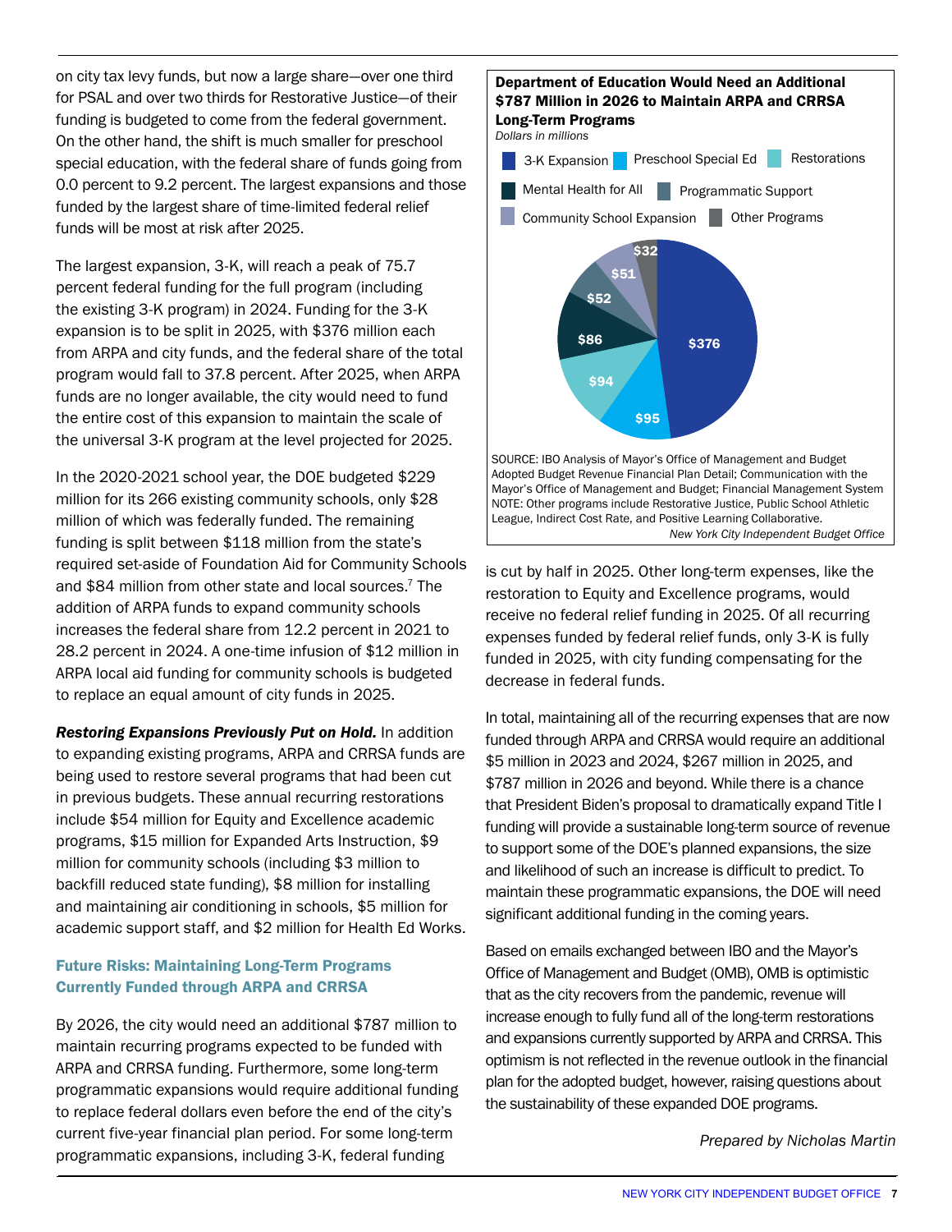on city tax levy funds, but now a large share—over one third for PSAL and over two thirds for Restorative Justice—of their funding is budgeted to come from the federal government. On the other hand, the shift is much smaller for preschool special education, with the federal share of funds going from 0.0 percent to 9.2 percent. The largest expansions and those funded by the largest share of time-limited federal relief funds will be most at risk after 2025.

The largest expansion, 3-K, will reach a peak of 75.7 percent federal funding for the full program (including the existing 3-K program) in 2024. Funding for the 3-K expansion is to be split in 2025, with $376 million each from ARPA and city funds, and the federal share of the total program would fall to 37.8 percent. After 2025, when ARPA funds are no longer available, the city would need to fund the entire cost of this expansion to maintain the scale of the universal 3-K program at the level projected for 2025.

In the 2020-2021 school year, the DOE budgeted $229 million for its 266 existing community schools, only $28 million of which was federally funded. The remaining funding is split between $118 million from the state's required set-aside of Foundation Aid for Community Schools and $84 million from other state and local sources.[7] The addition of ARPA funds to expand community schools increases the federal share from 12.2 percent in 2021 to 28.2 percent in 2024. A one-time infusion of $12 million in ARPA local aid funding for community schools is budgeted to replace an equal amount of city funds in 2025.

***Restoring Expansions Previously Put on Hold.*** In addition to expanding existing programs, ARPA and CRRSA funds are being used to restore several programs that had been cut in previous budgets. These annual recurring restorations include $54 million for Equity and Excellence academic programs, $15 million for Expanded Arts Instruction, $9 million for community schools (including $3 million to backfill reduced state funding), $8 million for installing and maintaining air conditioning in schools, $5 million for academic support staff, and $2 million for Health Ed Works.

### Future Risks: Maintaining Long-Term Programs Currently Funded through ARPA and CRRSA

By 2026, the city would need an additional $787 million to maintain recurring programs expected to be funded with ARPA and CRRSA funding. Furthermore, some long-term programmatic expansions would require additional funding to replace federal dollars even before the end of the city's current five-year financial plan period. For some long-term programmatic expansions, including 3-K, federal funding is cut by half in 2025. Other long-term expenses, like the restoration to Equity and Excellence programs, would receive no federal relief funding in 2025. Of all recurring expenses funded by federal relief funds, only 3-K is fully funded in 2025, with city funding compensating for the decrease in federal funds.

**Department of Education Would Need an Additional $787 Million in 2026 to Maintain ARPA and CRRSA Long-Term Programs**

*Dollars in millions*

| Program | Amount |
|---|---|
| 3-K Expansion | $376 |
| Preschool Special Ed | $95 |
| Restorations | $94 |
| Mental Health for All | $86 |
| Programmatic Support | $52 |
| Community School Expansion | $51 |
| Other Programs | $32 |

SOURCE: IBO Analysis of Mayor's Office of Management and Budget Adopted Budget Revenue Financial Plan Detail; Communication with the Mayor's Office of Management and Budget; Financial Management System
NOTE: Other programs include Restorative Justice, Public School Athletic League, Indirect Cost Rate, and Positive Learning Collaborative.

*New York City Independent Budget Office*

In total, maintaining all of the recurring expenses that are now funded through ARPA and CRRSA would require an additional $5 million in 2023 and 2024, $267 million in 2025, and $787 million in 2026 and beyond. While there is a chance that President Biden's proposal to dramatically expand Title I funding will provide a sustainable long-term source of revenue to support some of the DOE's planned expansions, the size and likelihood of such an increase is difficult to predict. To maintain these programmatic expansions, the DOE will need significant additional funding in the coming years.

Based on emails exchanged between IBO and the Mayor's Office of Management and Budget (OMB), OMB is optimistic that as the city recovers from the pandemic, revenue will increase enough to fully fund all of the long-term restorations and expansions currently supported by ARPA and CRRSA. This optimism is not reflected in the revenue outlook in the financial plan for the adopted budget, however, raising questions about the sustainability of these expanded DOE programs.

*Prepared by Nicholas Martin*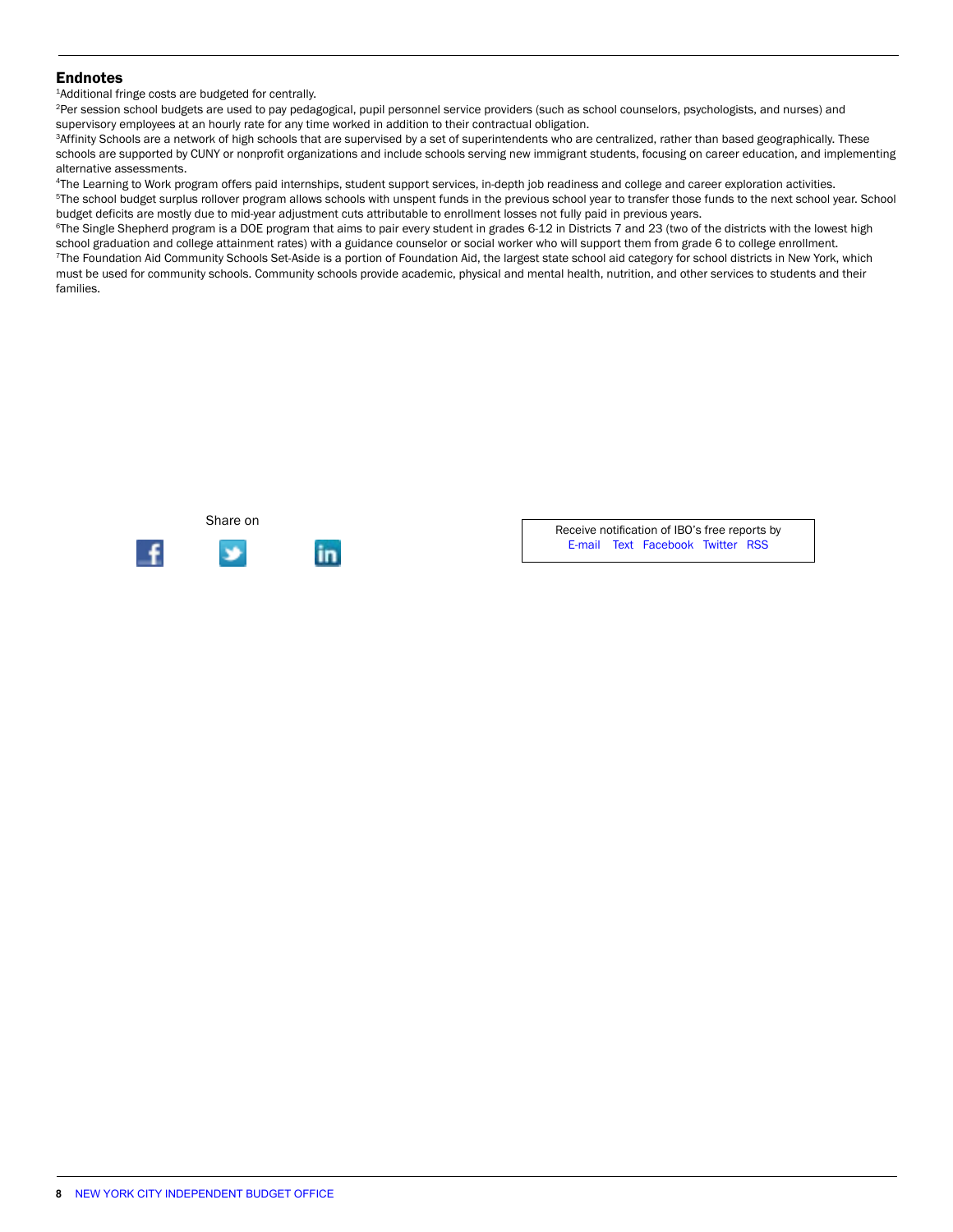## Endnotes

[1]Additional fringe costs are budgeted for centrally.

[2]Per session school budgets are used to pay pedagogical, pupil personnel service providers (such as school counselors, psychologists, and nurses) and supervisory employees at an hourly rate for any time worked in addition to their contractual obligation.

[3]Affinity Schools are a network of high schools that are supervised by a set of superintendents who are centralized, rather than based geographically. These schools are supported by CUNY or nonprofit organizations and include schools serving new immigrant students, focusing on career education, and implementing alternative assessments.

[4]The Learning to Work program offers paid internships, student support services, in-depth job readiness and college and career exploration activities.

[5]The school budget surplus rollover program allows schools with unspent funds in the previous school year to transfer those funds to the next school year. School budget deficits are mostly due to mid-year adjustment cuts attributable to enrollment losses not fully paid in previous years.

[6]The Single Shepherd program is a DOE program that aims to pair every student in grades 6-12 in Districts 7 and 23 (two of the districts with the lowest high school graduation and college attainment rates) with a guidance counselor or social worker who will support them from grade 6 to college enrollment.

[7]The Foundation Aid Community Schools Set-Aside is a portion of Foundation Aid, the largest state school aid category for school districts in New York, which must be used for community schools. Community schools provide academic, physical and mental health, nutrition, and other services to students and their families.

Share on

Receive notification of IBO's free reports by
E-mail Text Facebook Twitter RSS